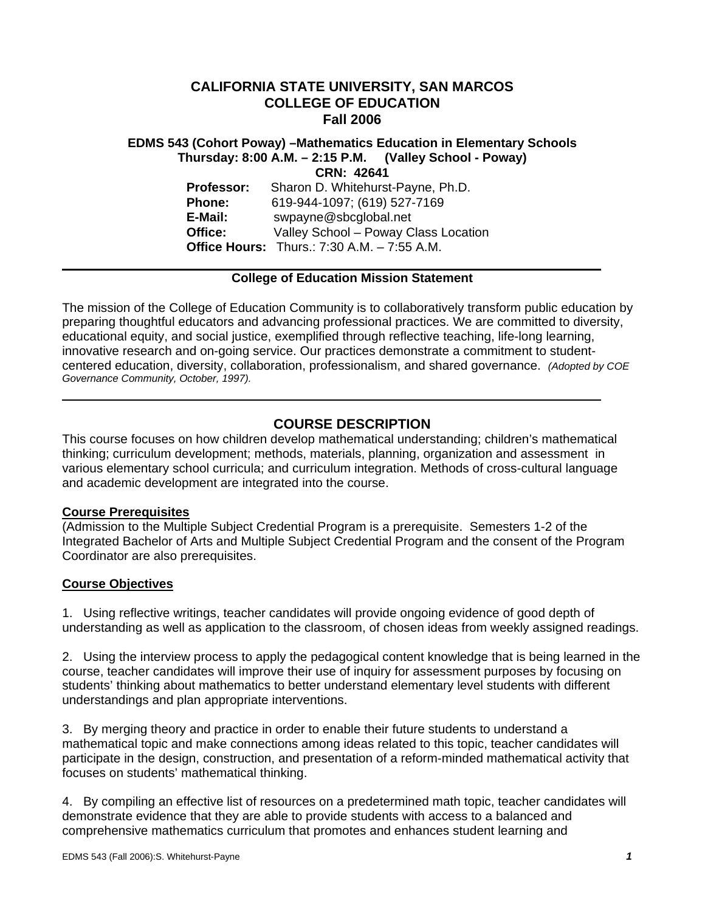# CALIFORNIA STATE UNIVERSITY, SAN MARCOS
# COLLEGE OF EDUCATION
# Fall 2006

**EDMS 543 (Cohort Poway) –Mathematics Education in Elementary Schools**
**Thursday: 8:00 A.M. – 2:15 P.M. (Valley School - Poway)**
**CRN: 42641**

**Professor:** Sharon D. Whitehurst-Payne, Ph.D.
**Phone:** 619-944-1097; (619) 527-7169
**E-Mail:** swpayne@sbcglobal.net
**Office:** Valley School – Poway Class Location
**Office Hours:** Thurs.: 7:30 A.M. – 7:55 A.M.

---

**College of Education Mission Statement**

The mission of the College of Education Community is to collaboratively transform public education by preparing thoughtful educators and advancing professional practices. We are committed to diversity, educational equity, and social justice, exemplified through reflective teaching, life-long learning, innovative research and on-going service. Our practices demonstrate a commitment to student-centered education, diversity, collaboration, professionalism, and shared governance. *(Adopted by COE Governance Community, October, 1997).*

---

## COURSE DESCRIPTION

This course focuses on how children develop mathematical understanding; children's mathematical thinking; curriculum development; methods, materials, planning, organization and assessment in various elementary school curricula; and curriculum integration. Methods of cross-cultural language and academic development are integrated into the course.

### Course Prerequisites

(Admission to the Multiple Subject Credential Program is a prerequisite. Semesters 1-2 of the Integrated Bachelor of Arts and Multiple Subject Credential Program and the consent of the Program Coordinator are also prerequisites.

### Course Objectives

1. Using reflective writings, teacher candidates will provide ongoing evidence of good depth of understanding as well as application to the classroom, of chosen ideas from weekly assigned readings.

2. Using the interview process to apply the pedagogical content knowledge that is being learned in the course, teacher candidates will improve their use of inquiry for assessment purposes by focusing on students' thinking about mathematics to better understand elementary level students with different understandings and plan appropriate interventions.

3. By merging theory and practice in order to enable their future students to understand a mathematical topic and make connections among ideas related to this topic, teacher candidates will participate in the design, construction, and presentation of a reform-minded mathematical activity that focuses on students' mathematical thinking.

4. By compiling an effective list of resources on a predetermined math topic, teacher candidates will demonstrate evidence that they are able to provide students with access to a balanced and comprehensive mathematics curriculum that promotes and enhances student learning and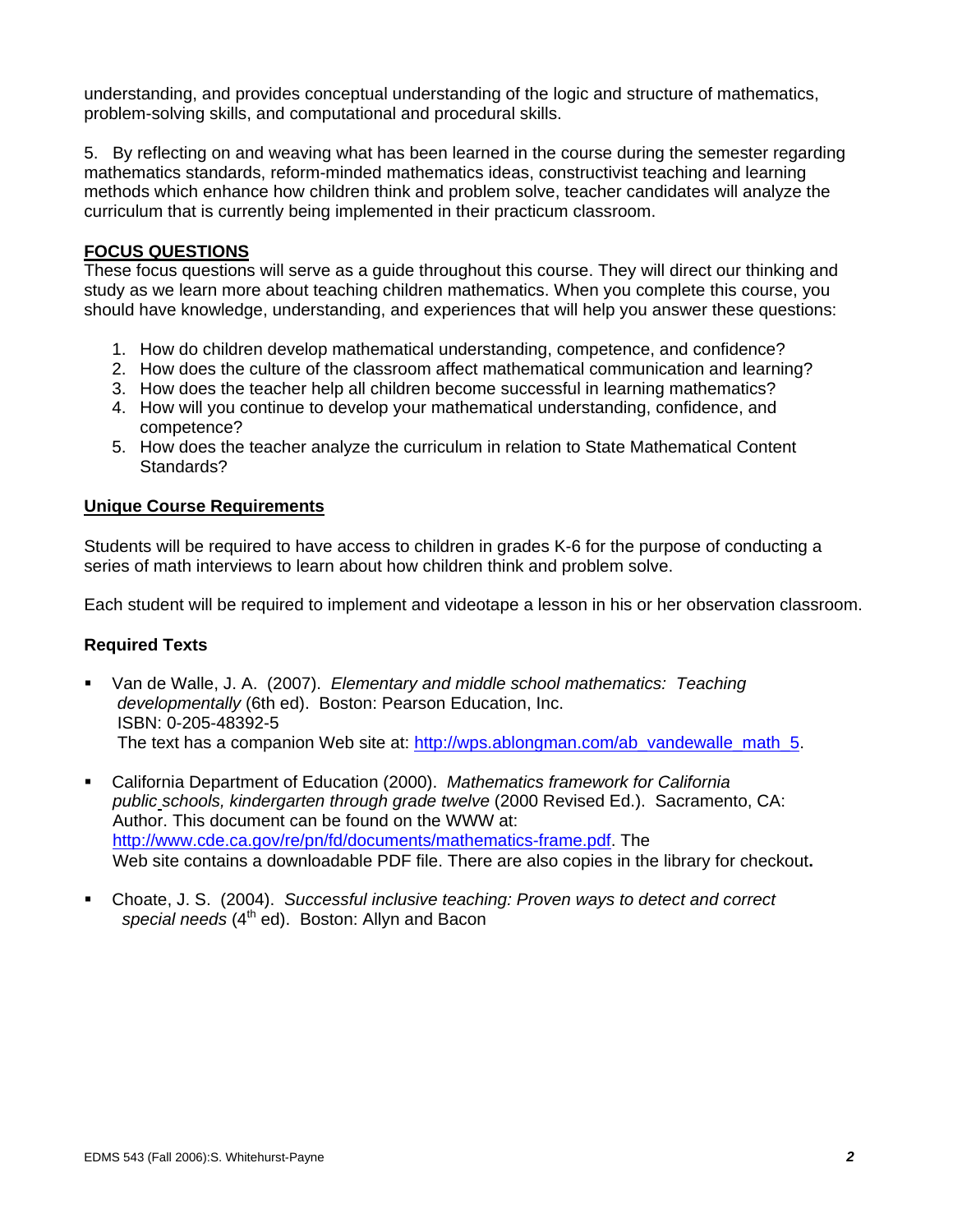understanding, and provides conceptual understanding of the logic and structure of mathematics, problem-solving skills, and computational and procedural skills.

5. By reflecting on and weaving what has been learned in the course during the semester regarding mathematics standards, reform-minded mathematics ideas, constructivist teaching and learning methods which enhance how children think and problem solve, teacher candidates will analyze the curriculum that is currently being implemented in their practicum classroom.

## FOCUS QUESTIONS

These focus questions will serve as a guide throughout this course. They will direct our thinking and study as we learn more about teaching children mathematics. When you complete this course, you should have knowledge, understanding, and experiences that will help you answer these questions:

1. How do children develop mathematical understanding, competence, and confidence?
2. How does the culture of the classroom affect mathematical communication and learning?
3. How does the teacher help all children become successful in learning mathematics?
4. How will you continue to develop your mathematical understanding, confidence, and competence?
5. How does the teacher analyze the curriculum in relation to State Mathematical Content Standards?

## Unique Course Requirements

Students will be required to have access to children in grades K-6 for the purpose of conducting a series of math interviews to learn about how children think and problem solve.

Each student will be required to implement and videotape a lesson in his or her observation classroom.

### Required Texts

- Van de Walle, J. A. (2007). *Elementary and middle school mathematics: Teaching developmentally* (6th ed). Boston: Pearson Education, Inc. ISBN: 0-205-48392-5
  The text has a companion Web site at: http://wps.ablongman.com/ab_vandewalle_math_5.
- California Department of Education (2000). *Mathematics framework for California public schools, kindergarten through grade twelve* (2000 Revised Ed.). Sacramento, CA: Author. This document can be found on the WWW at: http://www.cde.ca.gov/re/pn/fd/documents/mathematics-frame.pdf. The Web site contains a downloadable PDF file. There are also copies in the library for checkout**.**
- Choate, J. S. (2004). *Successful inclusive teaching: Proven ways to detect and correct special needs* (4th ed). Boston: Allyn and Bacon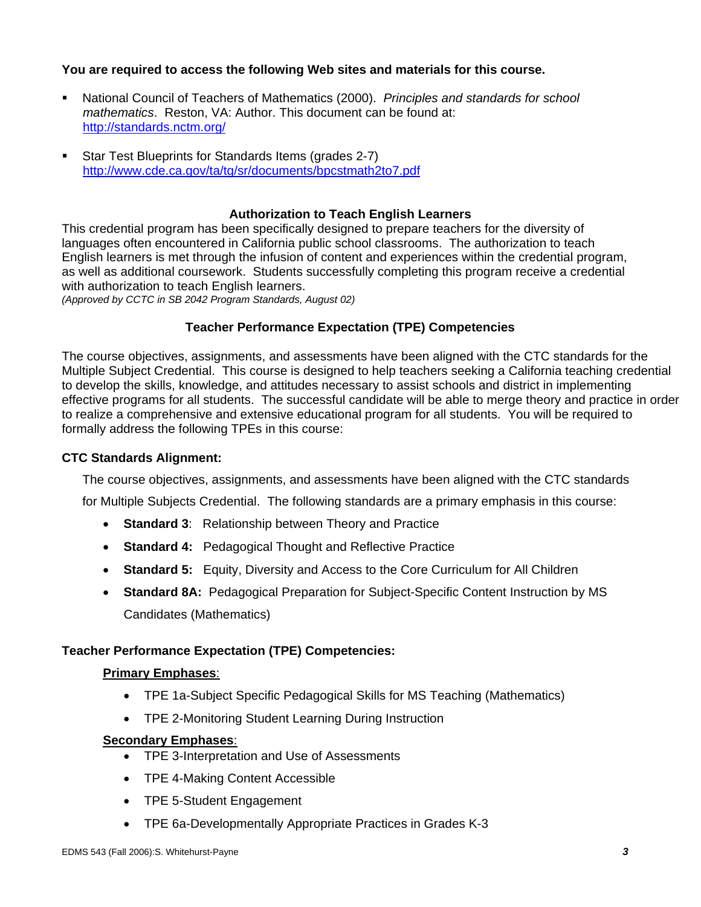**You are required to access the following Web sites and materials for this course.**

- National Council of Teachers of Mathematics (2000). *Principles and standards for school mathematics*. Reston, VA: Author. This document can be found at: http://standards.nctm.org/
- Star Test Blueprints for Standards Items (grades 2-7) http://www.cde.ca.gov/ta/tg/sr/documents/bpcstmath2to7.pdf

## Authorization to Teach English Learners

This credential program has been specifically designed to prepare teachers for the diversity of languages often encountered in California public school classrooms. The authorization to teach English learners is met through the infusion of content and experiences within the credential program, as well as additional coursework. Students successfully completing this program receive a credential with authorization to teach English learners.
*(Approved by CCTC in SB 2042 Program Standards, August 02)*

## Teacher Performance Expectation (TPE) Competencies

The course objectives, assignments, and assessments have been aligned with the CTC standards for the Multiple Subject Credential. This course is designed to help teachers seeking a California teaching credential to develop the skills, knowledge, and attitudes necessary to assist schools and district in implementing effective programs for all students. The successful candidate will be able to merge theory and practice in order to realize a comprehensive and extensive educational program for all students. You will be required to formally address the following TPEs in this course:

### CTC Standards Alignment:

The course objectives, assignments, and assessments have been aligned with the CTC standards for Multiple Subjects Credential. The following standards are a primary emphasis in this course:

- **Standard 3**: Relationship between Theory and Practice
- **Standard 4:** Pedagogical Thought and Reflective Practice
- **Standard 5:** Equity, Diversity and Access to the Core Curriculum for All Children
- **Standard 8A:** Pedagogical Preparation for Subject-Specific Content Instruction by MS Candidates (Mathematics)

### Teacher Performance Expectation (TPE) Competencies:

**Primary Emphases**:

- TPE 1a-Subject Specific Pedagogical Skills for MS Teaching (Mathematics)
- TPE 2-Monitoring Student Learning During Instruction

**Secondary Emphases**:

- TPE 3-Interpretation and Use of Assessments
- TPE 4-Making Content Accessible
- TPE 5-Student Engagement
- TPE 6a-Developmentally Appropriate Practices in Grades K-3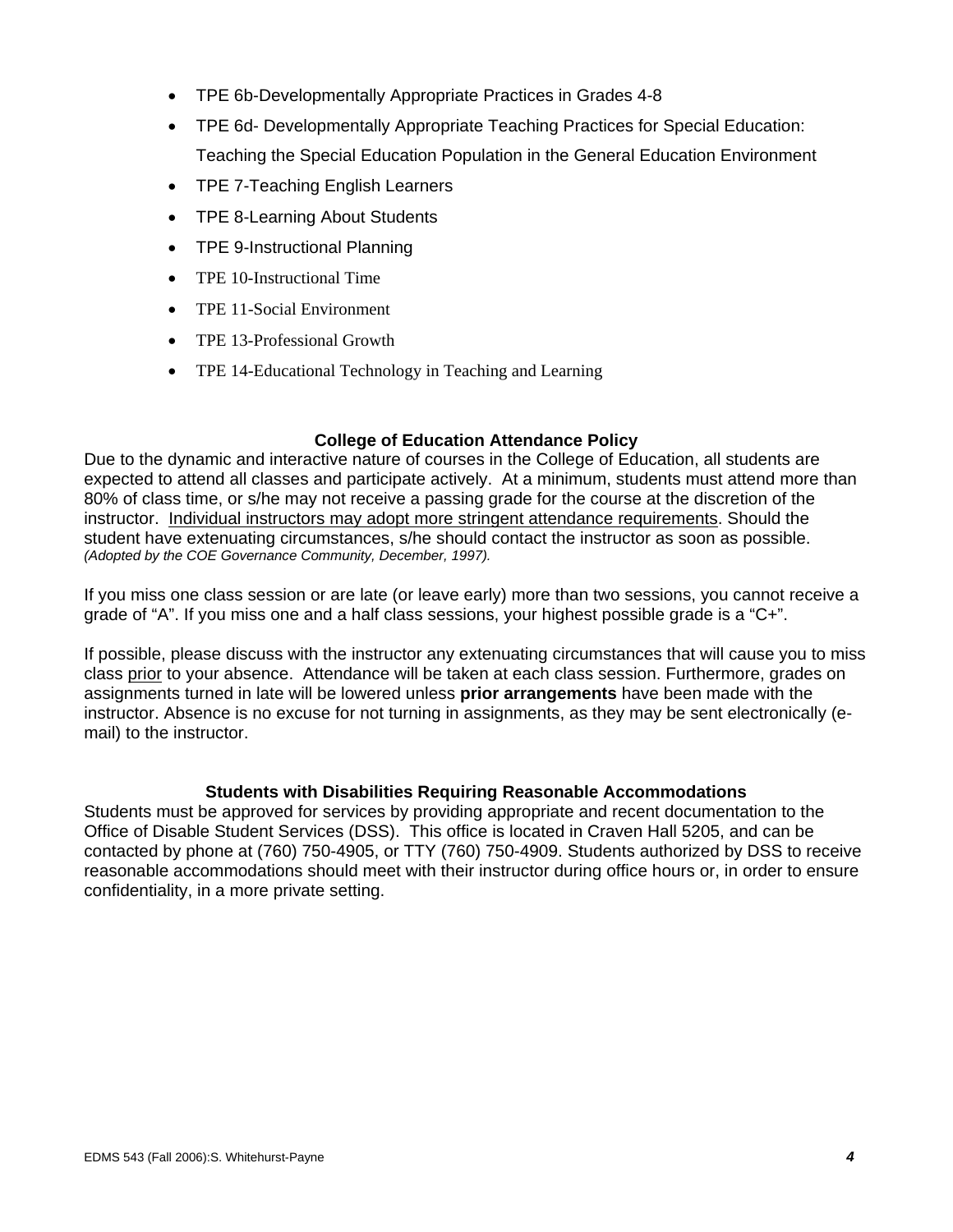- TPE 6b-Developmentally Appropriate Practices in Grades 4-8
- TPE 6d- Developmentally Appropriate Teaching Practices for Special Education: Teaching the Special Education Population in the General Education Environment
- TPE 7-Teaching English Learners
- TPE 8-Learning About Students
- TPE 9-Instructional Planning
- TPE 10-Instructional Time
- TPE 11-Social Environment
- TPE 13-Professional Growth
- TPE 14-Educational Technology in Teaching and Learning

### College of Education Attendance Policy

Due to the dynamic and interactive nature of courses in the College of Education, all students are expected to attend all classes and participate actively. At a minimum, students must attend more than 80% of class time, or s/he may not receive a passing grade for the course at the discretion of the instructor. <u>Individual instructors may adopt more stringent attendance requirements</u>. Should the student have extenuating circumstances, s/he should contact the instructor as soon as possible. *(Adopted by the COE Governance Community, December, 1997).*

If you miss one class session or are late (or leave early) more than two sessions, you cannot receive a grade of "A". If you miss one and a half class sessions, your highest possible grade is a "C+".

If possible, please discuss with the instructor any extenuating circumstances that will cause you to miss class <u>prior</u> to your absence. Attendance will be taken at each class session. Furthermore, grades on assignments turned in late will be lowered unless **prior arrangements** have been made with the instructor. Absence is no excuse for not turning in assignments, as they may be sent electronically (e-mail) to the instructor.

### Students with Disabilities Requiring Reasonable Accommodations

Students must be approved for services by providing appropriate and recent documentation to the Office of Disable Student Services (DSS). This office is located in Craven Hall 5205, and can be contacted by phone at (760) 750-4905, or TTY (760) 750-4909. Students authorized by DSS to receive reasonable accommodations should meet with their instructor during office hours or, in order to ensure confidentiality, in a more private setting.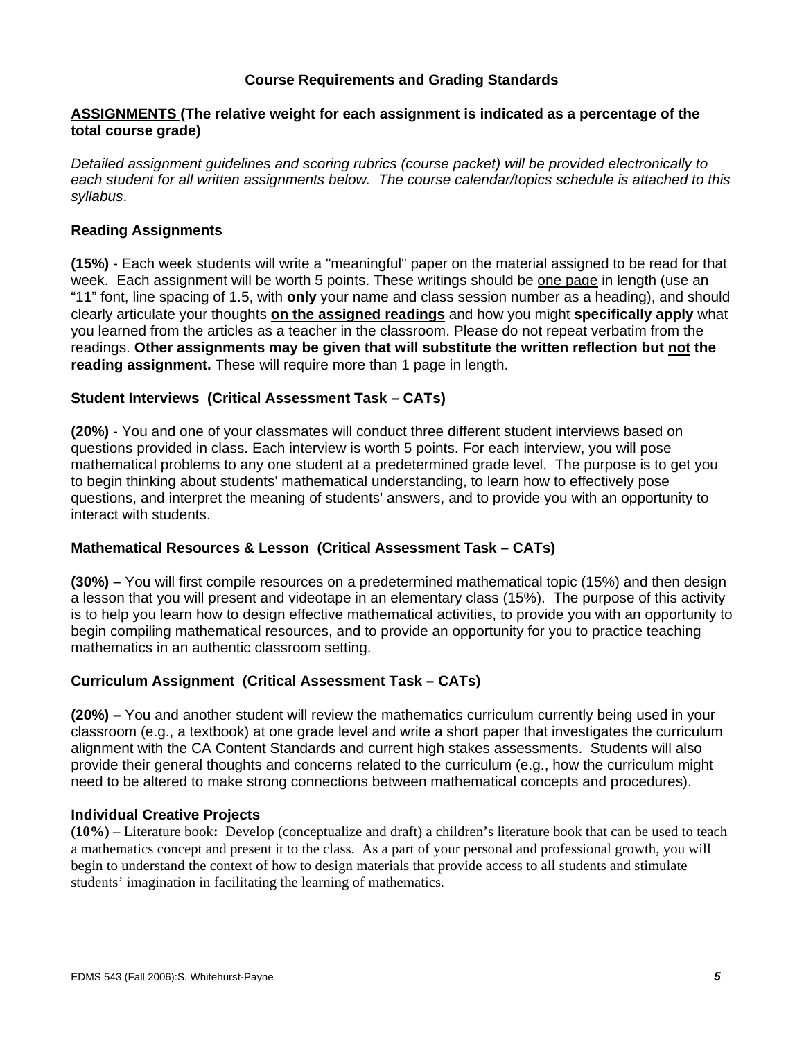### Course Requirements and Grading Standards

**<u>ASSIGNMENTS</u> (The relative weight for each assignment is indicated as a percentage of the total course grade)**

*Detailed assignment guidelines and scoring rubrics (course packet) will be provided electronically to each student for all written assignments below. The course calendar/topics schedule is attached to this syllabus*.

**Reading Assignments**

**(15%)** - Each week students will write a "meaningful" paper on the material assigned to be read for that week. Each assignment will be worth 5 points. These writings should be <u>one page</u> in length (use an "11" font, line spacing of 1.5, with **only** your name and class session number as a heading), and should clearly articulate your thoughts **<u>on the assigned readings</u>** and how you might **specifically apply** what you learned from the articles as a teacher in the classroom. Please do not repeat verbatim from the readings. **Other assignments may be given that will substitute the written reflection but <u>not</u> the reading assignment.** These will require more than 1 page in length.

**Student Interviews (Critical Assessment Task – CATs)**

**(20%)** - You and one of your classmates will conduct three different student interviews based on questions provided in class. Each interview is worth 5 points. For each interview, you will pose mathematical problems to any one student at a predetermined grade level. The purpose is to get you to begin thinking about students' mathematical understanding, to learn how to effectively pose questions, and interpret the meaning of students' answers, and to provide you with an opportunity to interact with students.

**Mathematical Resources & Lesson (Critical Assessment Task – CATs)**

**(30%) –** You will first compile resources on a predetermined mathematical topic (15%) and then design a lesson that you will present and videotape in an elementary class (15%). The purpose of this activity is to help you learn how to design effective mathematical activities, to provide you with an opportunity to begin compiling mathematical resources, and to provide an opportunity for you to practice teaching mathematics in an authentic classroom setting.

**Curriculum Assignment (Critical Assessment Task – CATs)**

**(20%) –** You and another student will review the mathematics curriculum currently being used in your classroom (e.g., a textbook) at one grade level and write a short paper that investigates the curriculum alignment with the CA Content Standards and current high stakes assessments. Students will also provide their general thoughts and concerns related to the curriculum (e.g., how the curriculum might need to be altered to make strong connections between mathematical concepts and procedures).

**Individual Creative Projects**

**(10%) –** Literature book**:** Develop (conceptualize and draft) a children's literature book that can be used to teach a mathematics concept and present it to the class. As a part of your personal and professional growth, you will begin to understand the context of how to design materials that provide access to all students and stimulate students' imagination in facilitating the learning of mathematics.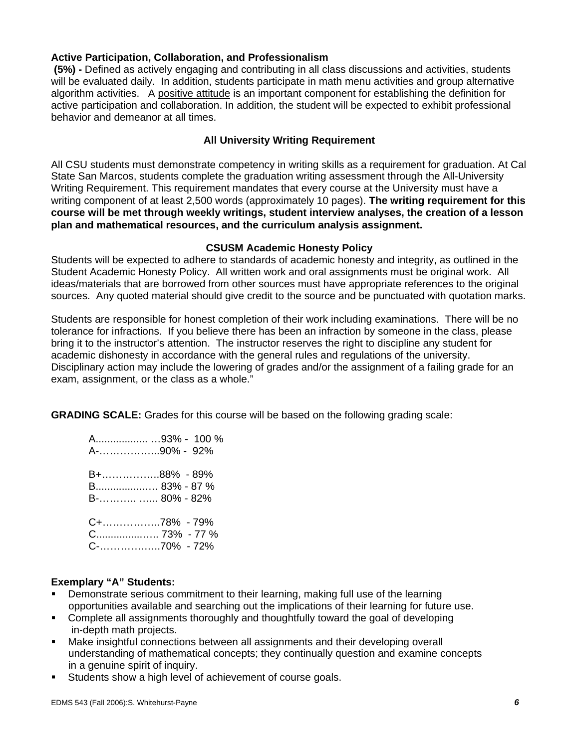**Active Participation, Collaboration, and Professionalism**
**(5%) -** Defined as actively engaging and contributing in all class discussions and activities, students will be evaluated daily. In addition, students participate in math menu activities and group alternative algorithm activities. A <u>positive attitude</u> is an important component for establishing the definition for active participation and collaboration. In addition, the student will be expected to exhibit professional behavior and demeanor at all times.

## All University Writing Requirement

All CSU students must demonstrate competency in writing skills as a requirement for graduation. At Cal State San Marcos, students complete the graduation writing assessment through the All-University Writing Requirement. This requirement mandates that every course at the University must have a writing component of at least 2,500 words (approximately 10 pages). **The writing requirement for this course will be met through weekly writings, student interview analyses, the creation of a lesson plan and mathematical resources, and the curriculum analysis assignment.**

## CSUSM Academic Honesty Policy

Students will be expected to adhere to standards of academic honesty and integrity, as outlined in the Student Academic Honesty Policy. All written work and oral assignments must be original work. All ideas/materials that are borrowed from other sources must have appropriate references to the original sources. Any quoted material should give credit to the source and be punctuated with quotation marks.

Students are responsible for honest completion of their work including examinations. There will be no tolerance for infractions. If you believe there has been an infraction by someone in the class, please bring it to the instructor's attention. The instructor reserves the right to discipline any student for academic dishonesty in accordance with the general rules and regulations of the university. Disciplinary action may include the lowering of grades and/or the assignment of a failing grade for an exam, assignment, or the class as a whole."

**GRADING SCALE:** Grades for this course will be based on the following grading scale:

A.................. …93% - 100 %
A-……………...90% - 92%

B+……………..88% - 89%
B...................… 83% - 87 %
B-……….. …... 80% - 82%

C+……………..78% - 79%
C................….. 73% - 77 %
C-………………70% - 72%

**Exemplary "A" Students:**

- Demonstrate serious commitment to their learning, making full use of the learning opportunities available and searching out the implications of their learning for future use.
- Complete all assignments thoroughly and thoughtfully toward the goal of developing in-depth math projects.
- Make insightful connections between all assignments and their developing overall understanding of mathematical concepts; they continually question and examine concepts in a genuine spirit of inquiry.
- Students show a high level of achievement of course goals.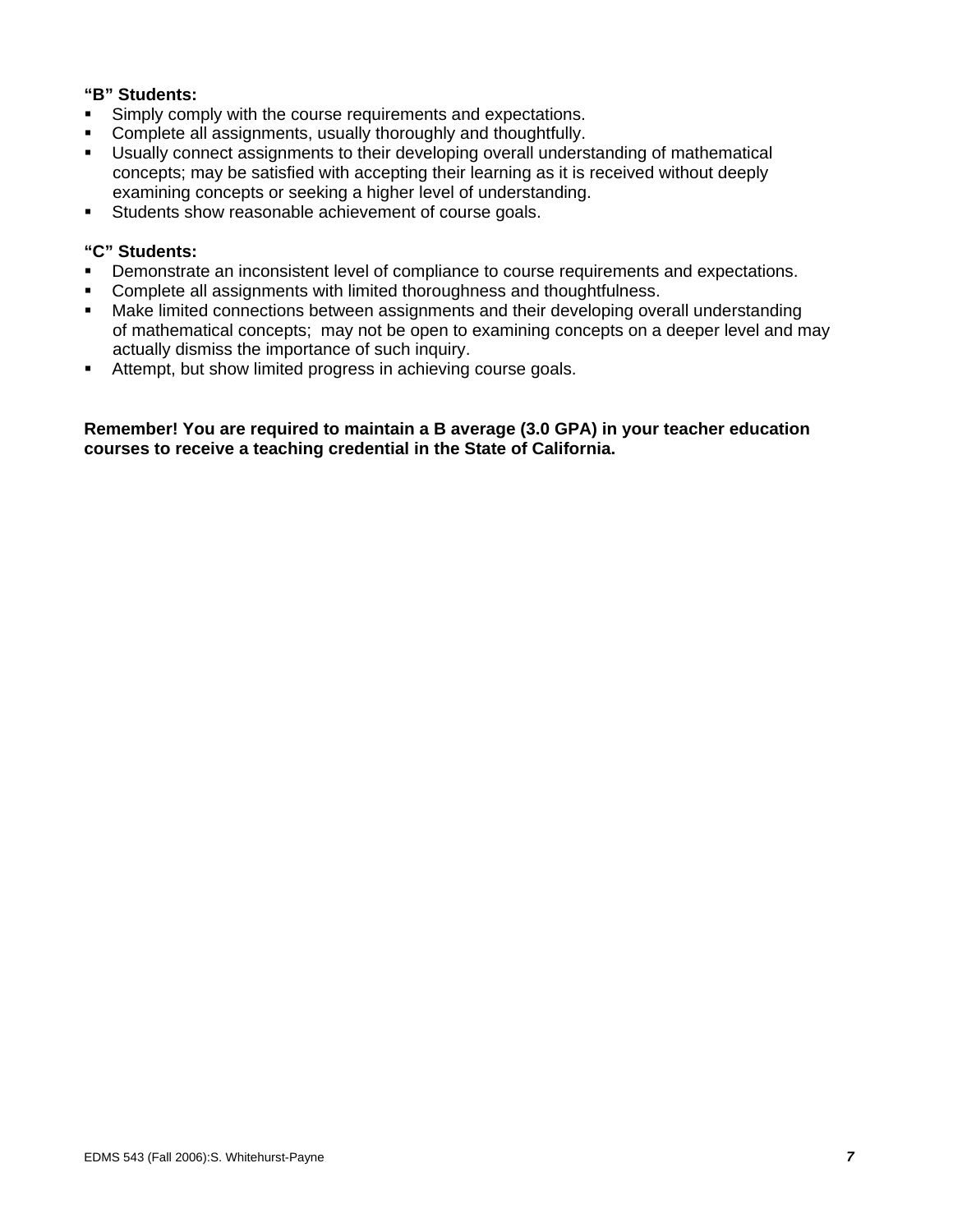**"B" Students:**

- Simply comply with the course requirements and expectations.
- Complete all assignments, usually thoroughly and thoughtfully.
- Usually connect assignments to their developing overall understanding of mathematical concepts; may be satisfied with accepting their learning as it is received without deeply examining concepts or seeking a higher level of understanding.
- Students show reasonable achievement of course goals.

**"C" Students:**

- Demonstrate an inconsistent level of compliance to course requirements and expectations.
- Complete all assignments with limited thoroughness and thoughtfulness.
- Make limited connections between assignments and their developing overall understanding of mathematical concepts; may not be open to examining concepts on a deeper level and may actually dismiss the importance of such inquiry.
- Attempt, but show limited progress in achieving course goals.

**Remember! You are required to maintain a B average (3.0 GPA) in your teacher education courses to receive a teaching credential in the State of California.**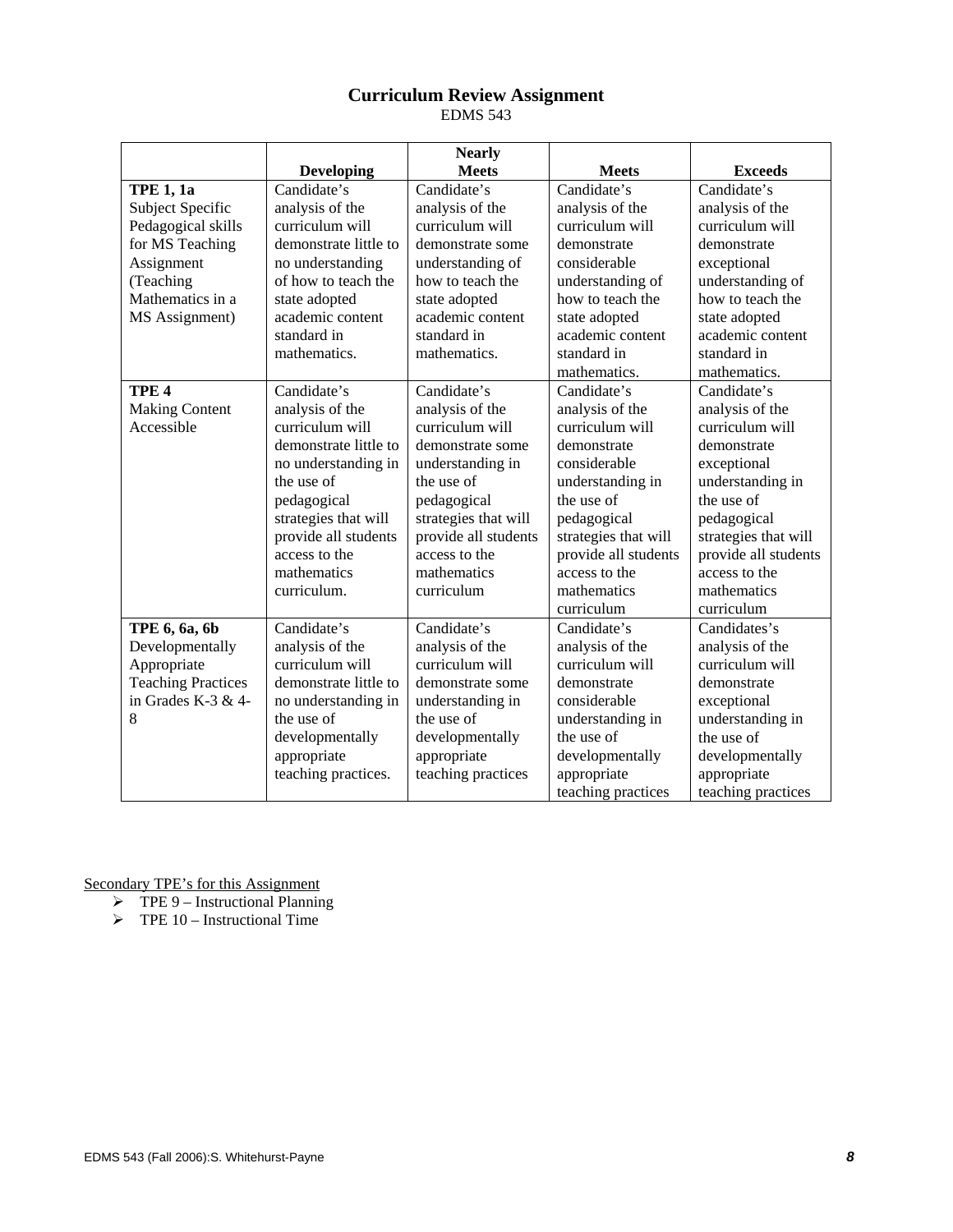# Curriculum Review Assignment

EDMS 543

| | Developing | Nearly Meets | Meets | Exceeds |
|---|---|---|---|---|
| **TPE 1, 1a** Subject Specific Pedagogical skills for MS Teaching Assignment (Teaching Mathematics in a MS Assignment) | Candidate's analysis of the curriculum will demonstrate little to no understanding of how to teach the state adopted academic content standard in mathematics. | Candidate's analysis of the curriculum will demonstrate some understanding of how to teach the state adopted academic content standard in mathematics. | Candidate's analysis of the curriculum will demonstrate considerable understanding of how to teach the state adopted academic content standard in mathematics. | Candidate's analysis of the curriculum will demonstrate exceptional understanding of how to teach the state adopted academic content standard in mathematics. |
| **TPE 4** Making Content Accessible | Candidate's analysis of the curriculum will demonstrate little to no understanding in the use of pedagogical strategies that will provide all students access to the mathematics curriculum. | Candidate's analysis of the curriculum will demonstrate some understanding in the use of pedagogical strategies that will provide all students access to the mathematics curriculum | Candidate's analysis of the curriculum will demonstrate considerable understanding in the use of pedagogical strategies that will provide all students access to the mathematics curriculum | Candidate's analysis of the curriculum will demonstrate exceptional understanding in the use of pedagogical strategies that will provide all students access to the mathematics curriculum |
| **TPE 6, 6a, 6b** Developmentally Appropriate Teaching Practices in Grades K-3 & 4-8 | Candidate's analysis of the curriculum will demonstrate little to no understanding in the use of developmentally appropriate teaching practices. | Candidate's analysis of the curriculum will demonstrate some understanding in the use of developmentally appropriate teaching practices | Candidate's analysis of the curriculum will demonstrate considerable understanding in the use of developmentally appropriate teaching practices | Candidates's analysis of the curriculum will demonstrate exceptional understanding in the use of developmentally appropriate teaching practices |

<u>Secondary TPE's for this Assignment</u>

- TPE 9 – Instructional Planning
- TPE 10 – Instructional Time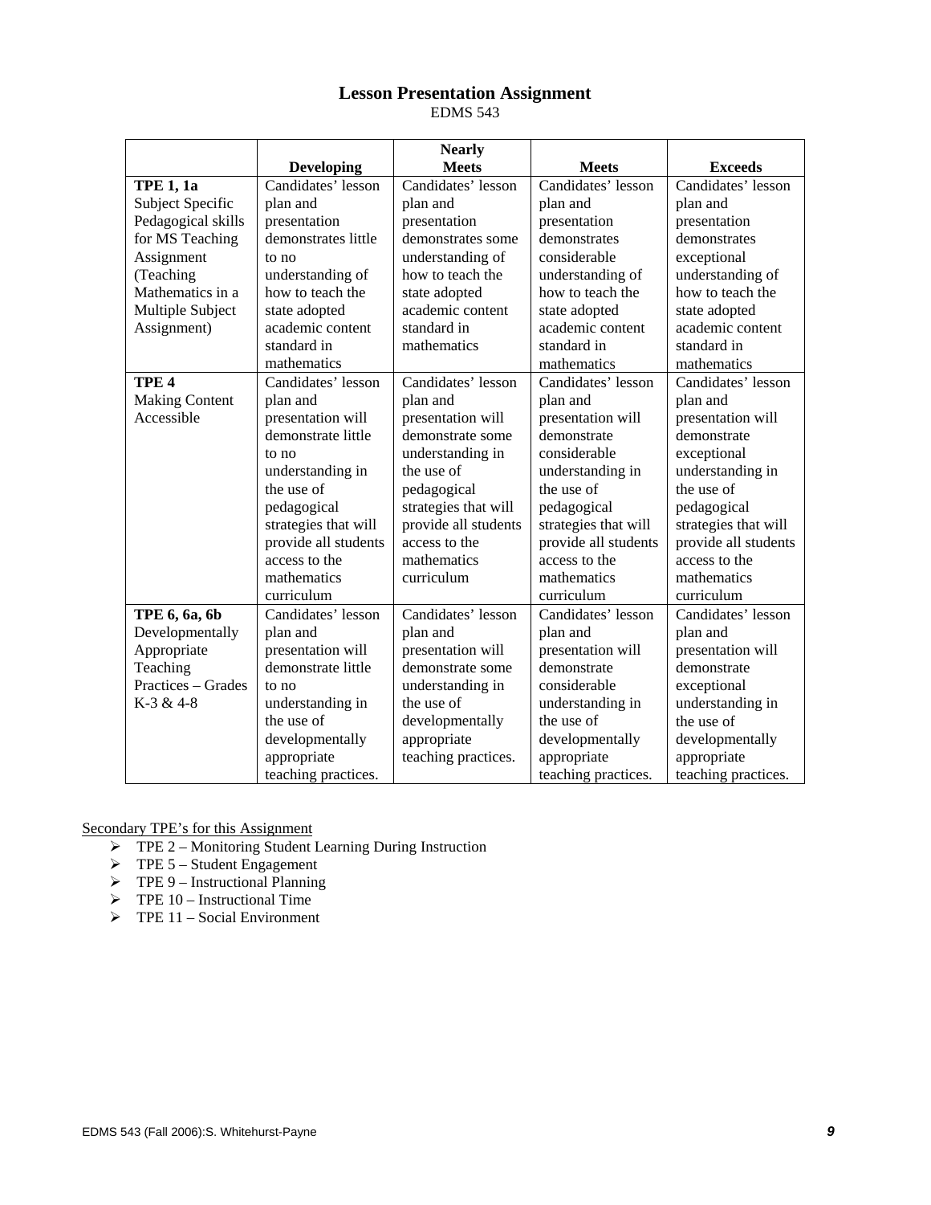## Lesson Presentation Assignment

EDMS 543

| | Developing | Nearly Meets | Meets | Exceeds |
|---|---|---|---|---|
| **TPE 1, 1a** Subject Specific Pedagogical skills for MS Teaching Assignment (Teaching Mathematics in a Multiple Subject Assignment) | Candidates' lesson plan and presentation demonstrates little to no understanding of how to teach the state adopted academic content standard in mathematics | Candidates' lesson plan and presentation demonstrates some understanding of how to teach the state adopted academic content standard in mathematics | Candidates' lesson plan and presentation demonstrates considerable understanding of how to teach the state adopted academic content standard in mathematics | Candidates' lesson plan and presentation demonstrates exceptional understanding of how to teach the state adopted academic content standard in mathematics |
| **TPE 4** Making Content Accessible | Candidates' lesson plan and presentation will demonstrate little to no understanding in the use of pedagogical strategies that will provide all students access to the mathematics curriculum | Candidates' lesson plan and presentation will demonstrate some understanding in the use of pedagogical strategies that will provide all students access to the mathematics curriculum | Candidates' lesson plan and presentation will demonstrate considerable understanding in the use of pedagogical strategies that will provide all students access to the mathematics curriculum | Candidates' lesson plan and presentation will demonstrate exceptional understanding in the use of pedagogical strategies that will provide all students access to the mathematics curriculum |
| **TPE 6, 6a, 6b** Developmentally Appropriate Teaching Practices – Grades K-3 & 4-8 | Candidates' lesson plan and presentation will demonstrate little to no understanding in the use of developmentally appropriate teaching practices. | Candidates' lesson plan and presentation will demonstrate some understanding in the use of developmentally appropriate teaching practices. | Candidates' lesson plan and presentation will demonstrate considerable understanding in the use of developmentally appropriate teaching practices. | Candidates' lesson plan and presentation will demonstrate exceptional understanding in the use of developmentally appropriate teaching practices. |

Secondary TPE's for this Assignment

- TPE 2 – Monitoring Student Learning During Instruction
- TPE 5 – Student Engagement
- TPE 9 – Instructional Planning
- TPE 10 – Instructional Time
- TPE 11 – Social Environment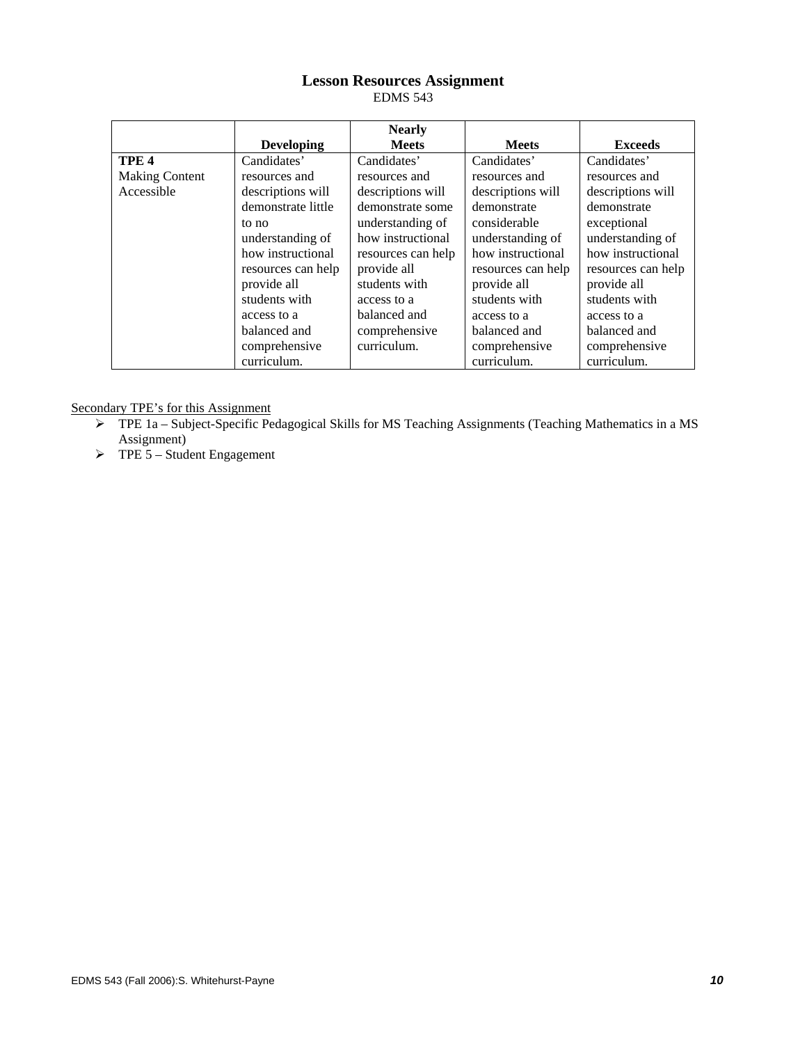## Lesson Resources Assignment

EDMS 543

| | Developing | Nearly Meets | Meets | Exceeds |
|---|---|---|---|---|
| **TPE 4** Making Content Accessible | Candidates' resources and descriptions will demonstrate little to no understanding of how instructional resources can help provide all students with access to a balanced and comprehensive curriculum. | Candidates' resources and descriptions will demonstrate some understanding of how instructional resources can help provide all students with access to a balanced and comprehensive curriculum. | Candidates' resources and descriptions will demonstrate considerable understanding of how instructional resources can help provide all students with access to a balanced and comprehensive curriculum. | Candidates' resources and descriptions will demonstrate exceptional understanding of how instructional resources can help provide all students with access to a balanced and comprehensive curriculum. |

Secondary TPE's for this Assignment

- TPE 1a – Subject-Specific Pedagogical Skills for MS Teaching Assignments (Teaching Mathematics in a MS Assignment)
- TPE 5 – Student Engagement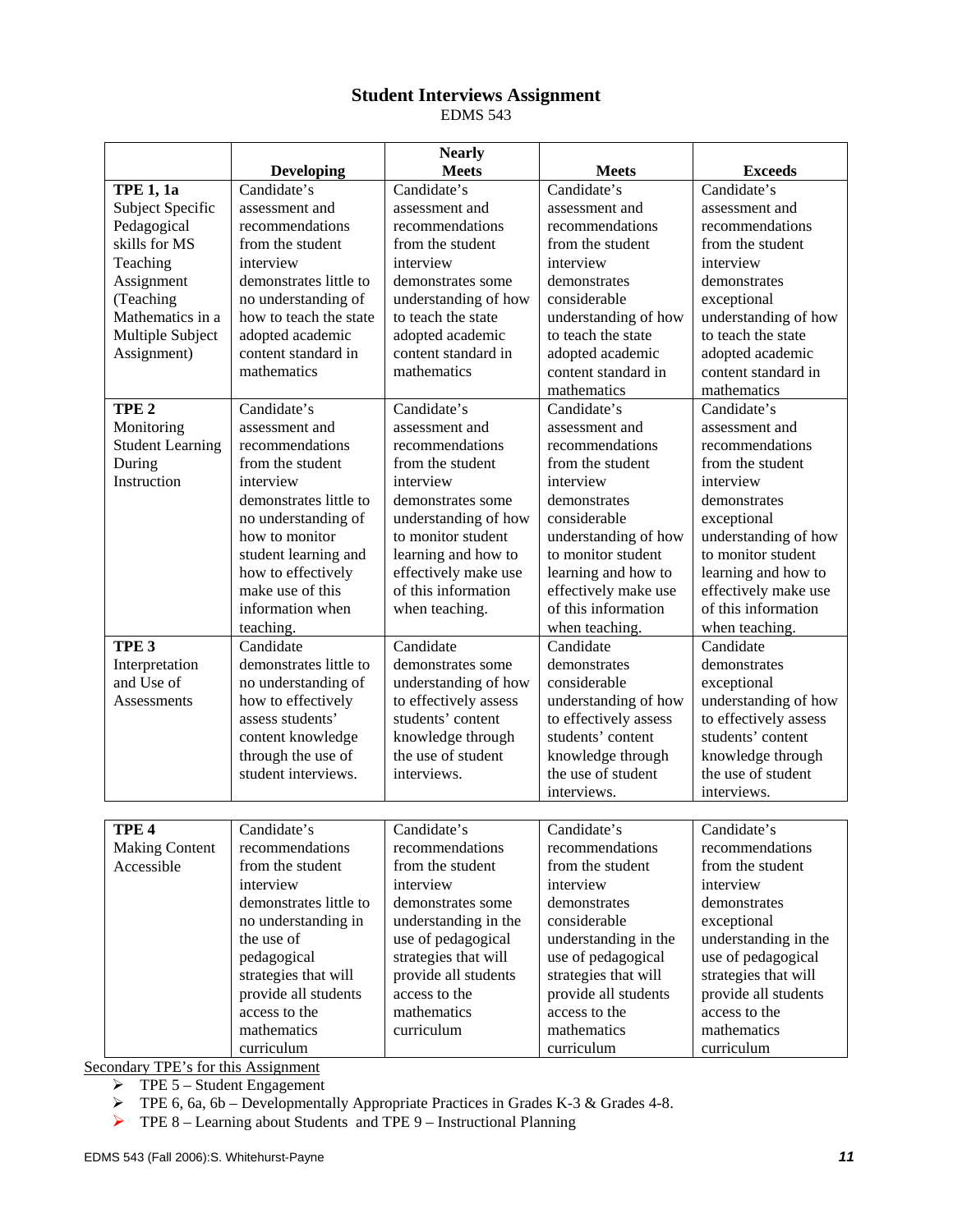# Student Interviews Assignment

EDMS 543

| | Developing | Nearly Meets | Meets | Exceeds |
|---|---|---|---|---|
| **TPE 1, 1a** Subject Specific Pedagogical skills for MS Teaching Assignment (Teaching Mathematics in a Multiple Subject Assignment) | Candidate's assessment and recommendations from the student interview demonstrates little to no understanding of how to teach the state adopted academic content standard in mathematics | Candidate's assessment and recommendations from the student interview demonstrates some understanding of how to teach the state adopted academic content standard in mathematics | Candidate's assessment and recommendations from the student interview demonstrates considerable understanding of how to teach the state adopted academic content standard in mathematics | Candidate's assessment and recommendations from the student interview demonstrates exceptional understanding of how to teach the state adopted academic content standard in mathematics |
| **TPE 2** Monitoring Student Learning During Instruction | Candidate's assessment and recommendations from the student interview demonstrates little to no understanding of how to monitor student learning and how to effectively make use of this information when teaching. | Candidate's assessment and recommendations from the student interview demonstrates some understanding of how to monitor student learning and how to effectively make use of this information when teaching. | Candidate's assessment and recommendations from the student interview demonstrates considerable understanding of how to monitor student learning and how to effectively make use of this information when teaching. | Candidate's assessment and recommendations from the student interview demonstrates exceptional understanding of how to monitor student learning and how to effectively make use of this information when teaching. |
| **TPE 3** Interpretation and Use of Assessments | Candidate demonstrates little to no understanding of how to effectively assess students' content knowledge through the use of student interviews. | Candidate demonstrates some understanding of how to effectively assess students' content knowledge through the use of student interviews. | Candidate demonstrates considerable understanding of how to effectively assess students' content knowledge through the use of student interviews. | Candidate demonstrates exceptional understanding of how to effectively assess students' content knowledge through the use of student interviews. |
| **TPE 4** Making Content Accessible | Candidate's recommendations from the student interview demonstrates little to no understanding in the use of pedagogical strategies that will provide all students access to the mathematics curriculum | Candidate's recommendations from the student interview demonstrates some understanding in the use of pedagogical strategies that will provide all students access to the mathematics curriculum | Candidate's recommendations from the student interview demonstrates considerable understanding in the use of pedagogical strategies that will provide all students access to the mathematics curriculum | Candidate's recommendations from the student interview demonstrates exceptional understanding in the use of pedagogical strategies that will provide all students access to the mathematics curriculum |

<u>Secondary TPE's for this Assignment</u>

- TPE 5 – Student Engagement
- TPE 6, 6a, 6b – Developmentally Appropriate Practices in Grades K-3 & Grades 4-8.
- TPE 8 – Learning about Students and TPE 9 – Instructional Planning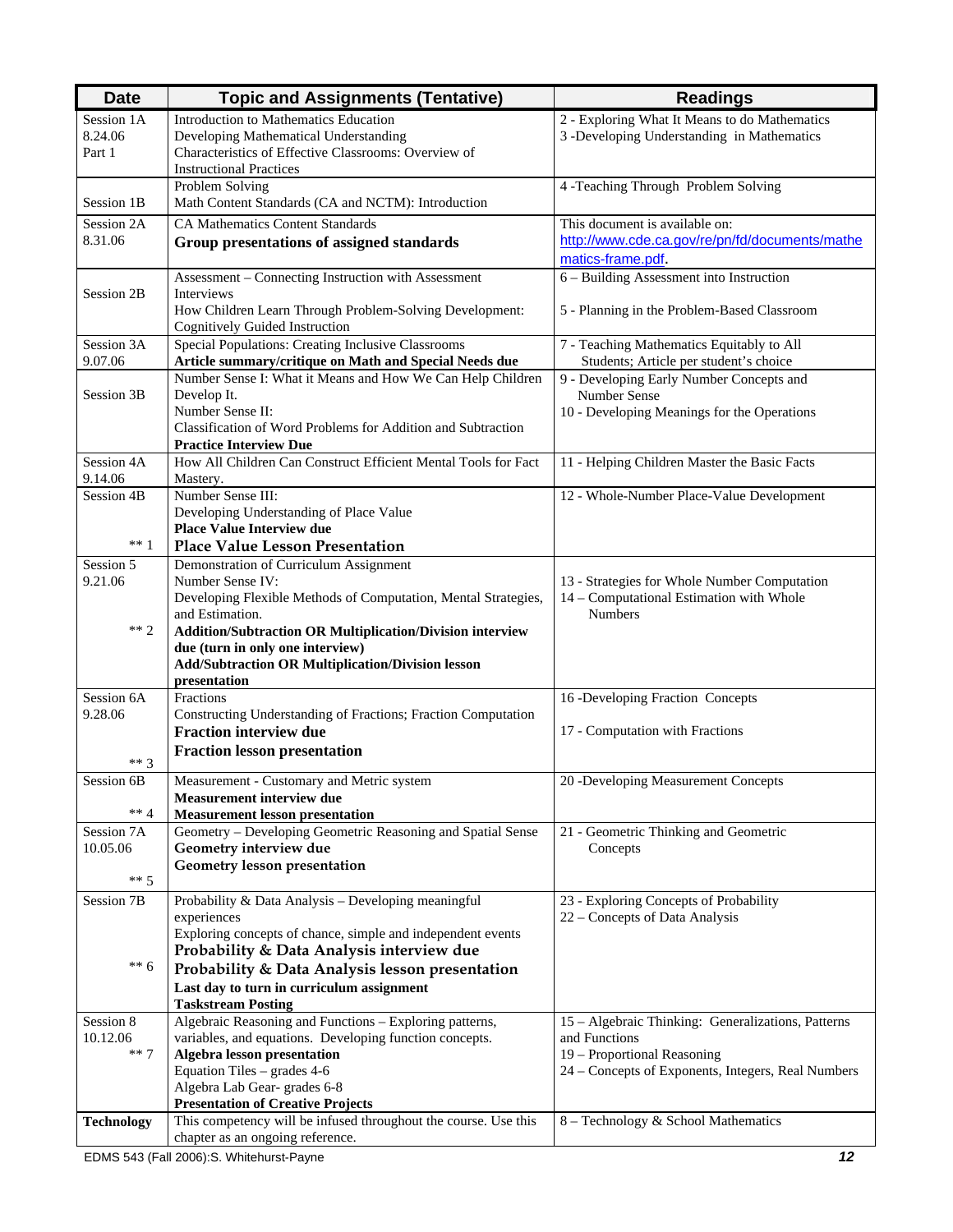| Date | Topic and Assignments (Tentative) | Readings |
|---|---|---|
| Session 1A<br>8.24.06<br>Part 1 | Introduction to Mathematics Education<br>Developing Mathematical Understanding<br>Characteristics of Effective Classrooms: Overview of Instructional Practices | 2 - Exploring What It Means to do Mathematics<br>3 -Developing Understanding in Mathematics |
| Session 1B | Problem Solving<br>Math Content Standards (CA and NCTM): Introduction | 4 -Teaching Through Problem Solving |
| Session 2A<br>8.31.06 | CA Mathematics Content Standards<br>**Group presentations of assigned standards** | This document is available on:<br>http://www.cde.ca.gov/re/pn/fd/documents/mathematics-frame.pdf. |
| Session 2B | Assessment – Connecting Instruction with Assessment Interviews<br>How Children Learn Through Problem-Solving Development: Cognitively Guided Instruction | 6 – Building Assessment into Instruction<br><br>5 - Planning in the Problem-Based Classroom |
| Session 3A<br>9.07.06 | Special Populations: Creating Inclusive Classrooms<br>**Article summary/critique on Math and Special Needs due** | 7 - Teaching Mathematics Equitably to All Students; Article per student's choice |
| Session 3B | Number Sense I: What it Means and How We Can Help Children Develop It.<br>Number Sense II:<br>Classification of Word Problems for Addition and Subtraction<br>**Practice Interview Due** | 9 - Developing Early Number Concepts and Number Sense<br>10 - Developing Meanings for the Operations |
| Session 4A<br>9.14.06 | How All Children Can Construct Efficient Mental Tools for Fact Mastery. | 11 - Helping Children Master the Basic Facts |
| Session 4B<br><br><br>** 1 | Number Sense III:<br>Developing Understanding of Place Value<br>**Place Value Interview due**<br>**Place Value Lesson Presentation** | 12 - Whole-Number Place-Value Development |
| Session 5<br>9.21.06<br><br><br>** 2 | Demonstration of Curriculum Assignment<br>Number Sense IV:<br>Developing Flexible Methods of Computation, Mental Strategies, and Estimation.<br>**Addition/Subtraction OR Multiplication/Division interview due (turn in only one interview)**<br>**Add/Subtraction OR Multiplication/Division lesson presentation** | <br>13 - Strategies for Whole Number Computation<br>14 – Computational Estimation with Whole Numbers |
| Session 6A<br>9.28.06<br><br><br>** 3 | Fractions<br>Constructing Understanding of Fractions; Fraction Computation<br>**Fraction interview due**<br>**Fraction lesson presentation** | 16 -Developing Fraction Concepts<br><br>17 - Computation with Fractions |
| Session 6B<br><br>** 4 | Measurement - Customary and Metric system<br>**Measurement interview due**<br>**Measurement lesson presentation** | 20 -Developing Measurement Concepts |
| Session 7A<br>10.05.06<br><br>** 5 | Geometry – Developing Geometric Reasoning and Spatial Sense<br>**Geometry interview due**<br>**Geometry lesson presentation** | 21 - Geometric Thinking and Geometric Concepts |
| Session 7B<br><br><br>** 6 | Probability & Data Analysis – Developing meaningful experiences<br>Exploring concepts of chance, simple and independent events<br>**Probability & Data Analysis interview due**<br>**Probability & Data Analysis lesson presentation**<br>**Last day to turn in curriculum assignment**<br>**Taskstream Posting** | 23 - Exploring Concepts of Probability<br>22 – Concepts of Data Analysis |
| Session 8<br>10.12.06<br>** 7 | Algebraic Reasoning and Functions – Exploring patterns, variables, and equations. Developing function concepts.<br>**Algebra lesson presentation**<br>Equation Tiles – grades 4-6<br>Algebra Lab Gear- grades 6-8<br>**Presentation of Creative Projects** | 15 – Algebraic Thinking: Generalizations, Patterns and Functions<br>19 – Proportional Reasoning<br>24 – Concepts of Exponents, Integers, Real Numbers |
| **Technology** | This competency will be infused throughout the course. Use this chapter as an ongoing reference. | 8 – Technology & School Mathematics |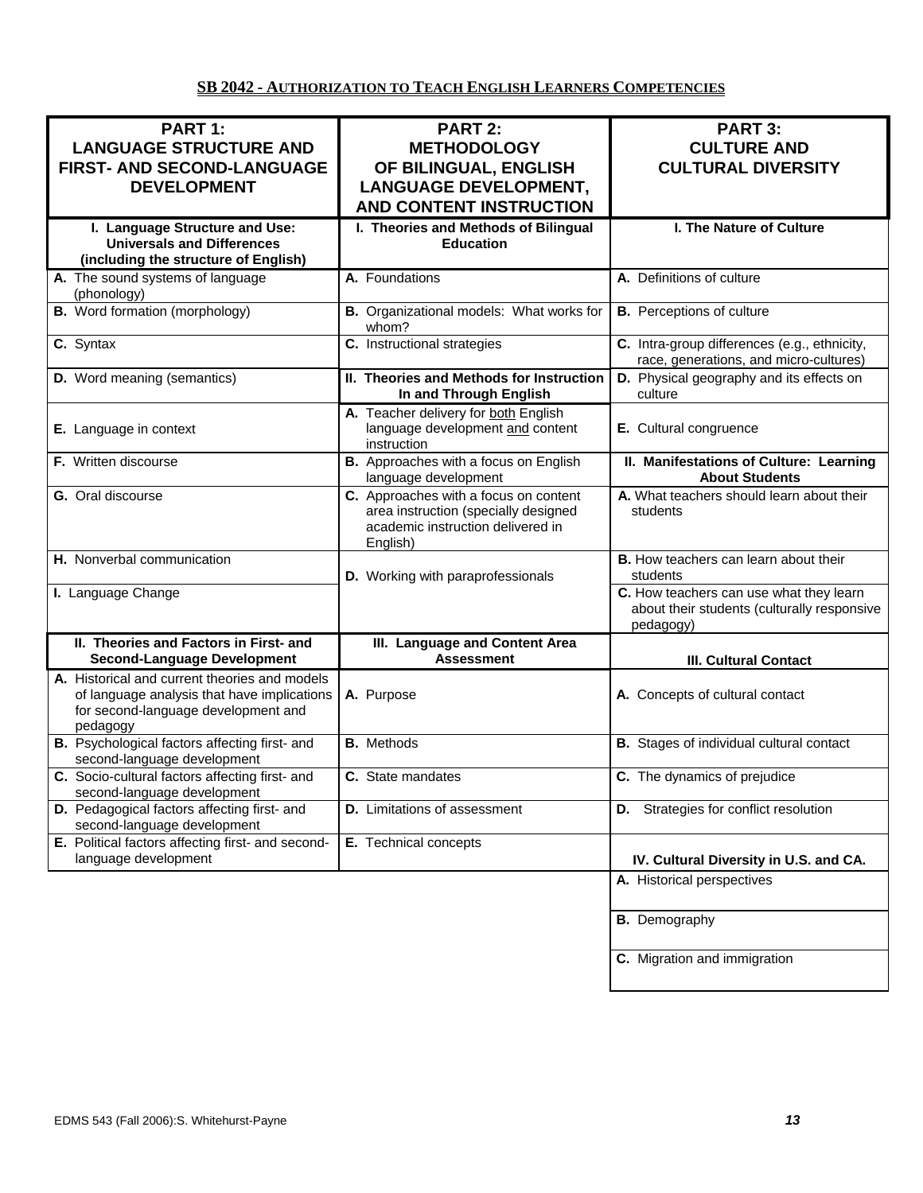## SB 2042 - AUTHORIZATION TO TEACH ENGLISH LEARNERS COMPETENCIES

| PART 1: LANGUAGE STRUCTURE AND FIRST- AND SECOND-LANGUAGE DEVELOPMENT | PART 2: METHODOLOGY OF BILINGUAL, ENGLISH LANGUAGE DEVELOPMENT, AND CONTENT INSTRUCTION | PART 3: CULTURE AND CULTURAL DIVERSITY |
|---|---|---|
| **I. Language Structure and Use: Universals and Differences (including the structure of English)** | **I. Theories and Methods of Bilingual Education** | **I. The Nature of Culture** |
| **A.** The sound systems of language (phonology) | **A.** Foundations | **A.** Definitions of culture |
| **B.** Word formation (morphology) | **B.** Organizational models: What works for whom? | **B.** Perceptions of culture |
| **C.** Syntax | **C.** Instructional strategies | **C.** Intra-group differences (e.g., ethnicity, race, generations, and micro-cultures) |
| **D.** Word meaning (semantics) | **II. Theories and Methods for Instruction In and Through English** | **D.** Physical geography and its effects on culture |
| **E.** Language in context | **A.** Teacher delivery for both English language development and content instruction | **E.** Cultural congruence |
| **F.** Written discourse | **B.** Approaches with a focus on English language development | **II. Manifestations of Culture: Learning About Students** |
| **G.** Oral discourse | **C.** Approaches with a focus on content area instruction (specially designed academic instruction delivered in English) | **A.** What teachers should learn about their students |
| **H.** Nonverbal communication | **D.** Working with paraprofessionals | **B.** How teachers can learn about their students |
| **I.** Language Change | | **C.** How teachers can use what they learn about their students (culturally responsive pedagogy) |
| **II. Theories and Factors in First- and Second-Language Development** | **III. Language and Content Area Assessment** | **III. Cultural Contact** |
| **A.** Historical and current theories and models of language analysis that have implications for second-language development and pedagogy | **A.** Purpose | **A.** Concepts of cultural contact |
| **B.** Psychological factors affecting first- and second-language development | **B.** Methods | **B.** Stages of individual cultural contact |
| **C.** Socio-cultural factors affecting first- and second-language development | **C.** State mandates | **C.** The dynamics of prejudice |
| **D.** Pedagogical factors affecting first- and second-language development | **D.** Limitations of assessment | **D.** Strategies for conflict resolution |
| **E.** Political factors affecting first- and second-language development | **E.** Technical concepts | **IV. Cultural Diversity in U.S. and CA.** |
| | | **A.** Historical perspectives |
| | | **B.** Demography |
| | | **C.** Migration and immigration |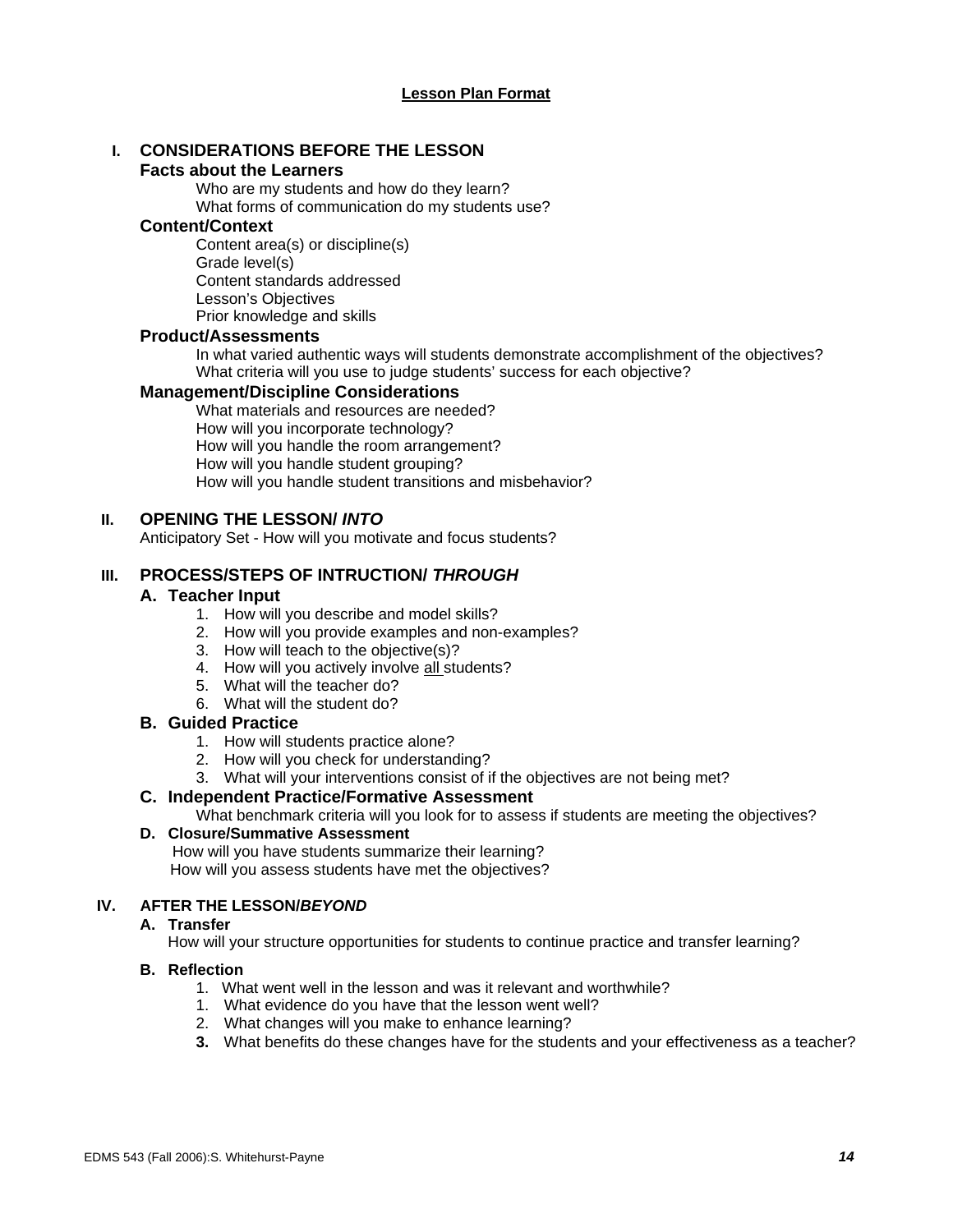# Lesson Plan Format

## I. CONSIDERATIONS BEFORE THE LESSON

### Facts about the Learners

Who are my students and how do they learn?
What forms of communication do my students use?

### Content/Context

Content area(s) or discipline(s)
Grade level(s)
Content standards addressed
Lesson's Objectives
Prior knowledge and skills

### Product/Assessments

In what varied authentic ways will students demonstrate accomplishment of the objectives?
What criteria will you use to judge students' success for each objective?

### Management/Discipline Considerations

What materials and resources are needed?
How will you incorporate technology?
How will you handle the room arrangement?
How will you handle student grouping?
How will you handle student transitions and misbehavior?

## II. OPENING THE LESSON/ *INTO*

Anticipatory Set - How will you motivate and focus students?

## III. PROCESS/STEPS OF INTRUCTION/ *THROUGH*

### A. Teacher Input

1. How will you describe and model skills?
2. How will you provide examples and non-examples?
3. How will teach to the objective(s)?
4. How will you actively involve <u>all</u> students?
5. What will the teacher do?
6. What will the student do?

### B. Guided Practice

1. How will students practice alone?
2. How will you check for understanding?
3. What will your interventions consist of if the objectives are not being met?

### C. Independent Practice/Formative Assessment

What benchmark criteria will you look for to assess if students are meeting the objectives?

### D. Closure/Summative Assessment

How will you have students summarize their learning?
How will you assess students have met the objectives?

## IV. AFTER THE LESSON/*BEYOND*

### A. Transfer

How will your structure opportunities for students to continue practice and transfer learning?

### B. Reflection

1. What went well in the lesson and was it relevant and worthwhile?
1. What evidence do you have that the lesson went well?
2. What changes will you make to enhance learning?
3. What benefits do these changes have for the students and your effectiveness as a teacher?